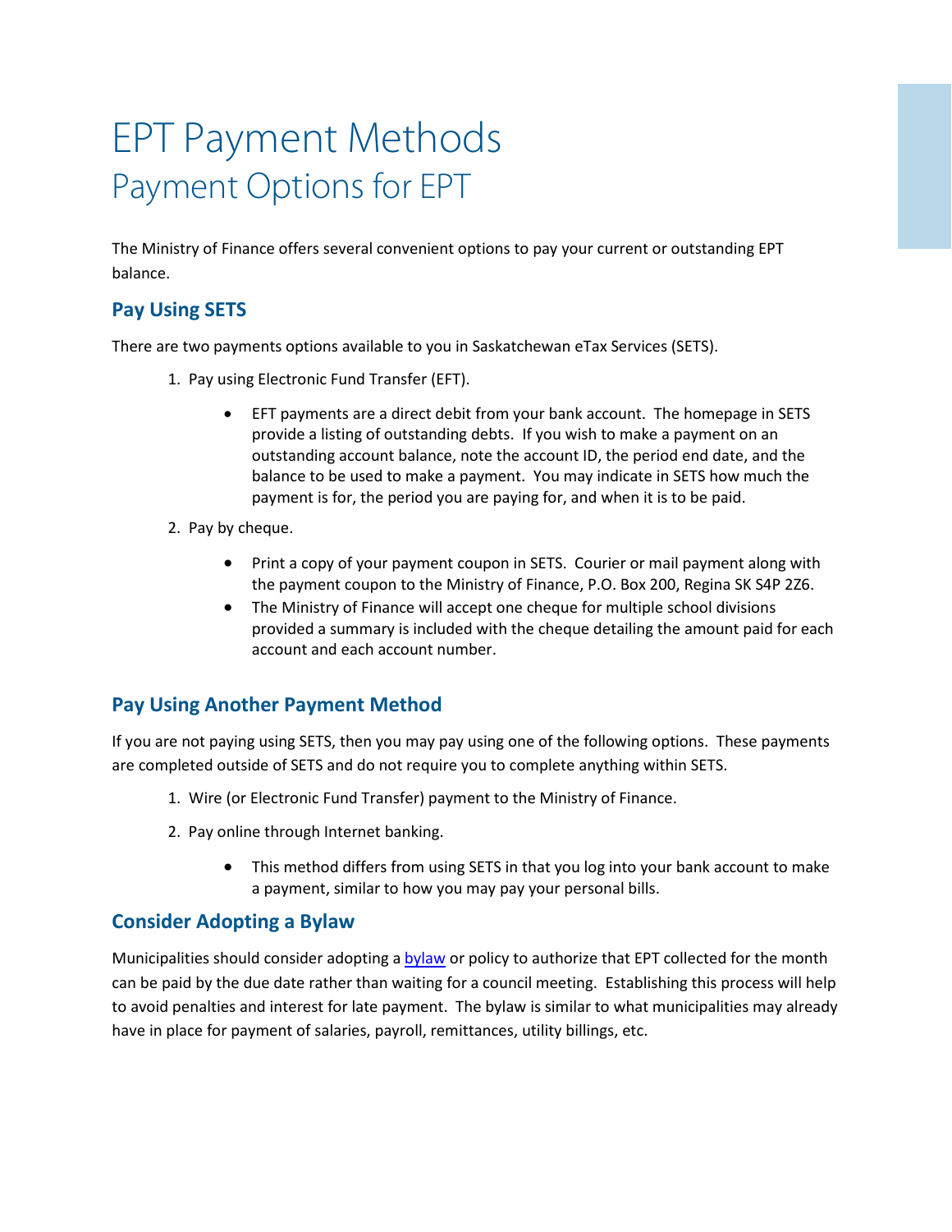# EPT Payment Methods

## Payment Options for EPT

The Ministry of Finance offers several convenient options to pay your current or outstanding EPT balance.

### Pay Using SETS

There are two payments options available to you in Saskatchewan eTax Services (SETS).

1. Pay using Electronic Fund Transfer (EFT).
   - EFT payments are a direct debit from your bank account. The homepage in SETS provide a listing of outstanding debts. If you wish to make a payment on an outstanding account balance, note the account ID, the period end date, and the balance to be used to make a payment. You may indicate in SETS how much the payment is for, the period you are paying for, and when it is to be paid.
2. Pay by cheque.
   - Print a copy of your payment coupon in SETS. Courier or mail payment along with the payment coupon to the Ministry of Finance, P.O. Box 200, Regina SK S4P 2Z6.
   - The Ministry of Finance will accept one cheque for multiple school divisions provided a summary is included with the cheque detailing the amount paid for each account and each account number.

### Pay Using Another Payment Method

If you are not paying using SETS, then you may pay using one of the following options. These payments are completed outside of SETS and do not require you to complete anything within SETS.

1. Wire (or Electronic Fund Transfer) payment to the Ministry of Finance.
2. Pay online through Internet banking.
   - This method differs from using SETS in that you log into your bank account to make a payment, similar to how you may pay your personal bills.

### Consider Adopting a Bylaw

Municipalities should consider adopting a bylaw or policy to authorize that EPT collected for the month can be paid by the due date rather than waiting for a council meeting. Establishing this process will help to avoid penalties and interest for late payment. The bylaw is similar to what municipalities may already have in place for payment of salaries, payroll, remittances, utility billings, etc.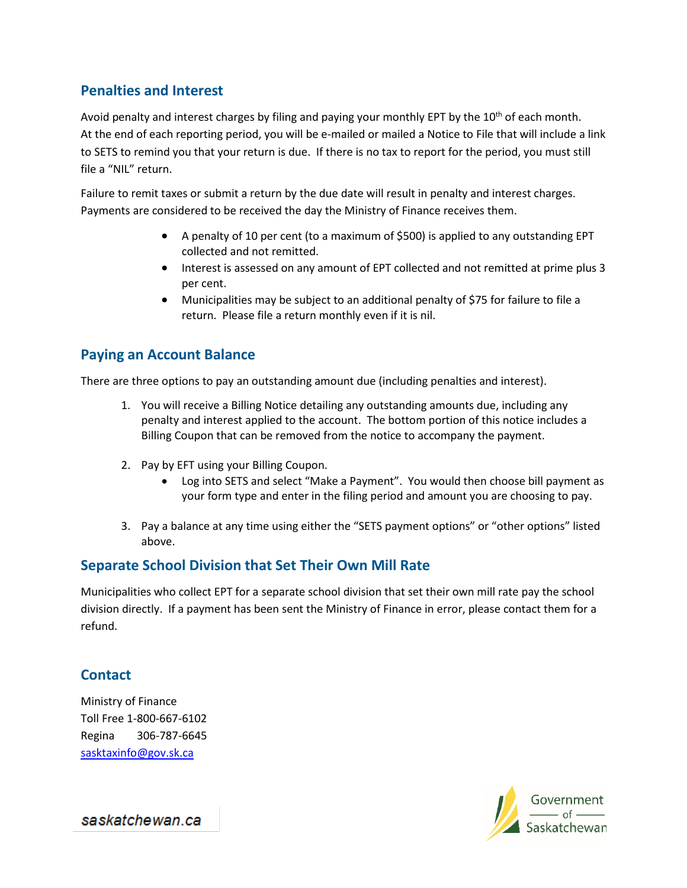## Penalties and Interest

Avoid penalty and interest charges by filing and paying your monthly EPT by the 10th of each month. At the end of each reporting period, you will be e-mailed or mailed a Notice to File that will include a link to SETS to remind you that your return is due. If there is no tax to report for the period, you must still file a "NIL" return.

Failure to remit taxes or submit a return by the due date will result in penalty and interest charges. Payments are considered to be received the day the Ministry of Finance receives them.

- A penalty of 10 per cent (to a maximum of $500) is applied to any outstanding EPT collected and not remitted.
- Interest is assessed on any amount of EPT collected and not remitted at prime plus 3 per cent.
- Municipalities may be subject to an additional penalty of $75 for failure to file a return. Please file a return monthly even if it is nil.

## Paying an Account Balance

There are three options to pay an outstanding amount due (including penalties and interest).

1. You will receive a Billing Notice detailing any outstanding amounts due, including any penalty and interest applied to the account. The bottom portion of this notice includes a Billing Coupon that can be removed from the notice to accompany the payment.

2. Pay by EFT using your Billing Coupon.
   - Log into SETS and select "Make a Payment". You would then choose bill payment as your form type and enter in the filing period and amount you are choosing to pay.

3. Pay a balance at any time using either the "SETS payment options" or "other options" listed above.

## Separate School Division that Set Their Own Mill Rate

Municipalities who collect EPT for a separate school division that set their own mill rate pay the school division directly. If a payment has been sent the Ministry of Finance in error, please contact them for a refund.

## Contact

Ministry of Finance
Toll Free 1-800-667-6102
Regina 306-787-6645
sasktaxinfo@gov.sk.ca

saskatchewan.ca

Government of Saskatchewan